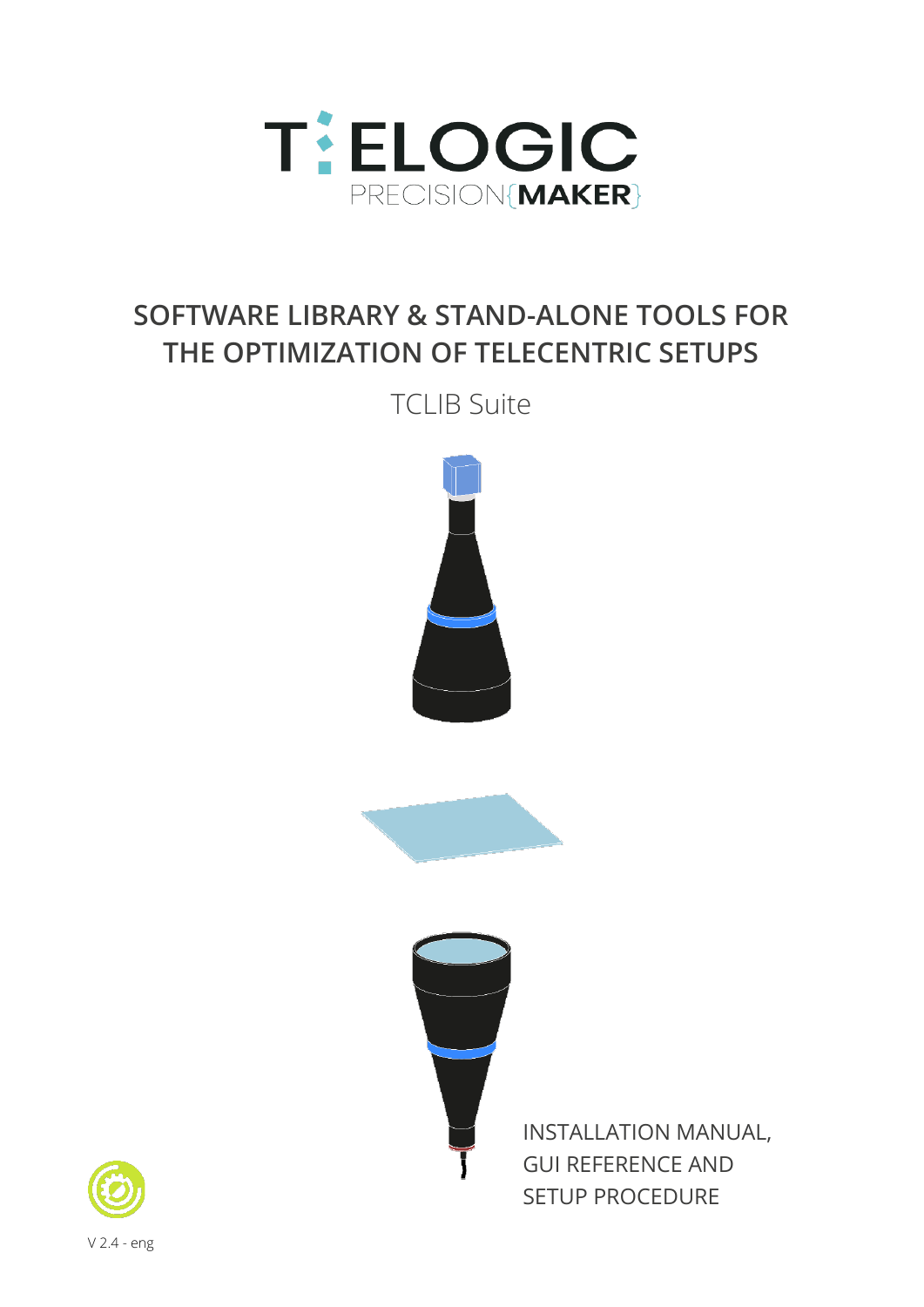T:ELOGIC

PRECISION{MAKER}

# SOFTWARE LIBRARY & STAND-ALONE TOOLS FOR THE OPTIMIZATION OF TELECENTRIC SETUPS

TCLIB Suite

INSTALLATION MANUAL, GUI REFERENCE AND SETUP PROCEDURE

V 2.4 - eng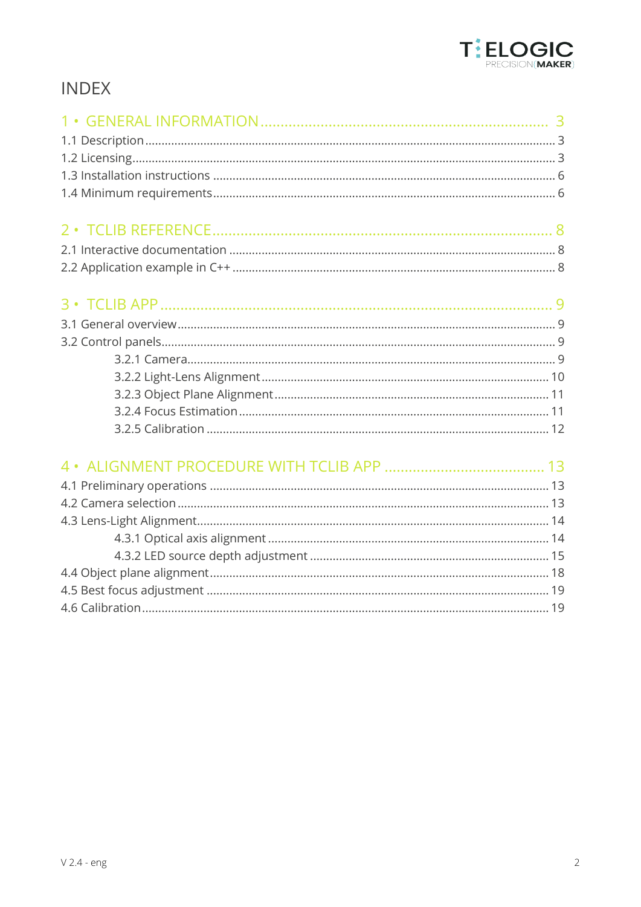# INDEX

1 • GENERAL INFORMATION ........ 3

1.1 Description ........ 3

1.2 Licensing ........ 3

1.3 Installation instructions ........ 6

1.4 Minimum requirements ........ 6

2 • TCLIB REFERENCE ........ 8

2.1 Interactive documentation ........ 8

2.2 Application example in C++ ........ 8

3 • TCLIB APP ........ 9

3.1 General overview ........ 9

3.2 Control panels ........ 9

- 3.2.1 Camera ........ 9
- 3.2.2 Light-Lens Alignment ........ 10
- 3.2.3 Object Plane Alignment ........ 11
- 3.2.4 Focus Estimation ........ 11
- 3.2.5 Calibration ........ 12

4 • ALIGNMENT PROCEDURE WITH TCLIB APP ........ 13

4.1 Preliminary operations ........ 13

4.2 Camera selection ........ 13

4.3 Lens-Light Alignment ........ 14

- 4.3.1 Optical axis alignment ........ 14
- 4.3.2 LED source depth adjustment ........ 15

4.4 Object plane alignment ........ 18

4.5 Best focus adjustment ........ 19

4.6 Calibration ........ 19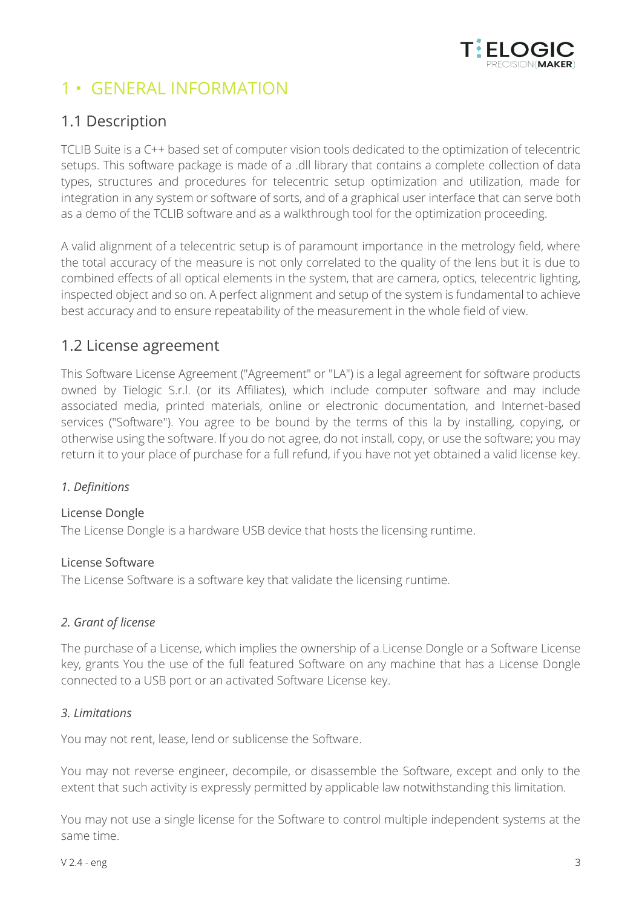# 1 • GENERAL INFORMATION

## 1.1 Description

TCLIB Suite is a C++ based set of computer vision tools dedicated to the optimization of telecentric setups. This software package is made of a .dll library that contains a complete collection of data types, structures and procedures for telecentric setup optimization and utilization, made for integration in any system or software of sorts, and of a graphical user interface that can serve both as a demo of the TCLIB software and as a walkthrough tool for the optimization proceeding.

A valid alignment of a telecentric setup is of paramount importance in the metrology field, where the total accuracy of the measure is not only correlated to the quality of the lens but it is due to combined effects of all optical elements in the system, that are camera, optics, telecentric lighting, inspected object and so on. A perfect alignment and setup of the system is fundamental to achieve best accuracy and to ensure repeatability of the measurement in the whole field of view.

## 1.2 License agreement

This Software License Agreement ("Agreement" or "LA") is a legal agreement for software products owned by Tielogic S.r.l. (or its Affiliates), which include computer software and may include associated media, printed materials, online or electronic documentation, and Internet-based services ("Software"). You agree to be bound by the terms of this la by installing, copying, or otherwise using the software. If you do not agree, do not install, copy, or use the software; you may return it to your place of purchase for a full refund, if you have not yet obtained a valid license key.

*1. Definitions*

License Dongle
The License Dongle is a hardware USB device that hosts the licensing runtime.

License Software
The License Software is a software key that validate the licensing runtime.

*2. Grant of license*

The purchase of a License, which implies the ownership of a License Dongle or a Software License key, grants You the use of the full featured Software on any machine that has a License Dongle connected to a USB port or an activated Software License key.

*3. Limitations*

You may not rent, lease, lend or sublicense the Software.

You may not reverse engineer, decompile, or disassemble the Software, except and only to the extent that such activity is expressly permitted by applicable law notwithstanding this limitation.

You may not use a single license for the Software to control multiple independent systems at the same time.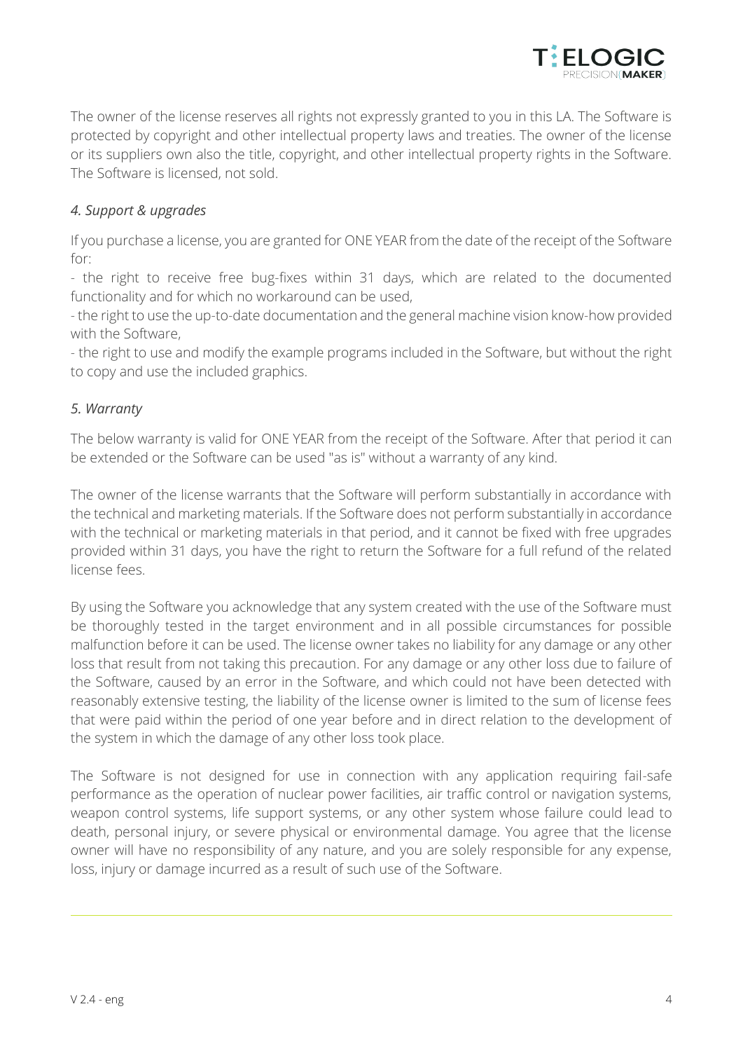The owner of the license reserves all rights not expressly granted to you in this LA. The Software is protected by copyright and other intellectual property laws and treaties. The owner of the license or its suppliers own also the title, copyright, and other intellectual property rights in the Software. The Software is licensed, not sold.

### *4. Support & upgrades*

If you purchase a license, you are granted for ONE YEAR from the date of the receipt of the Software for:

- the right to receive free bug-fixes within 31 days, which are related to the documented functionality and for which no workaround can be used,
- the right to use the up-to-date documentation and the general machine vision know-how provided with the Software,
- the right to use and modify the example programs included in the Software, but without the right to copy and use the included graphics.

### *5. Warranty*

The below warranty is valid for ONE YEAR from the receipt of the Software. After that period it can be extended or the Software can be used "as is" without a warranty of any kind.

The owner of the license warrants that the Software will perform substantially in accordance with the technical and marketing materials. If the Software does not perform substantially in accordance with the technical or marketing materials in that period, and it cannot be fixed with free upgrades provided within 31 days, you have the right to return the Software for a full refund of the related license fees.

By using the Software you acknowledge that any system created with the use of the Software must be thoroughly tested in the target environment and in all possible circumstances for possible malfunction before it can be used. The license owner takes no liability for any damage or any other loss that result from not taking this precaution. For any damage or any other loss due to failure of the Software, caused by an error in the Software, and which could not have been detected with reasonably extensive testing, the liability of the license owner is limited to the sum of license fees that were paid within the period of one year before and in direct relation to the development of the system in which the damage of any other loss took place.

The Software is not designed for use in connection with any application requiring fail-safe performance as the operation of nuclear power facilities, air traffic control or navigation systems, weapon control systems, life support systems, or any other system whose failure could lead to death, personal injury, or severe physical or environmental damage. You agree that the license owner will have no responsibility of any nature, and you are solely responsible for any expense, loss, injury or damage incurred as a result of such use of the Software.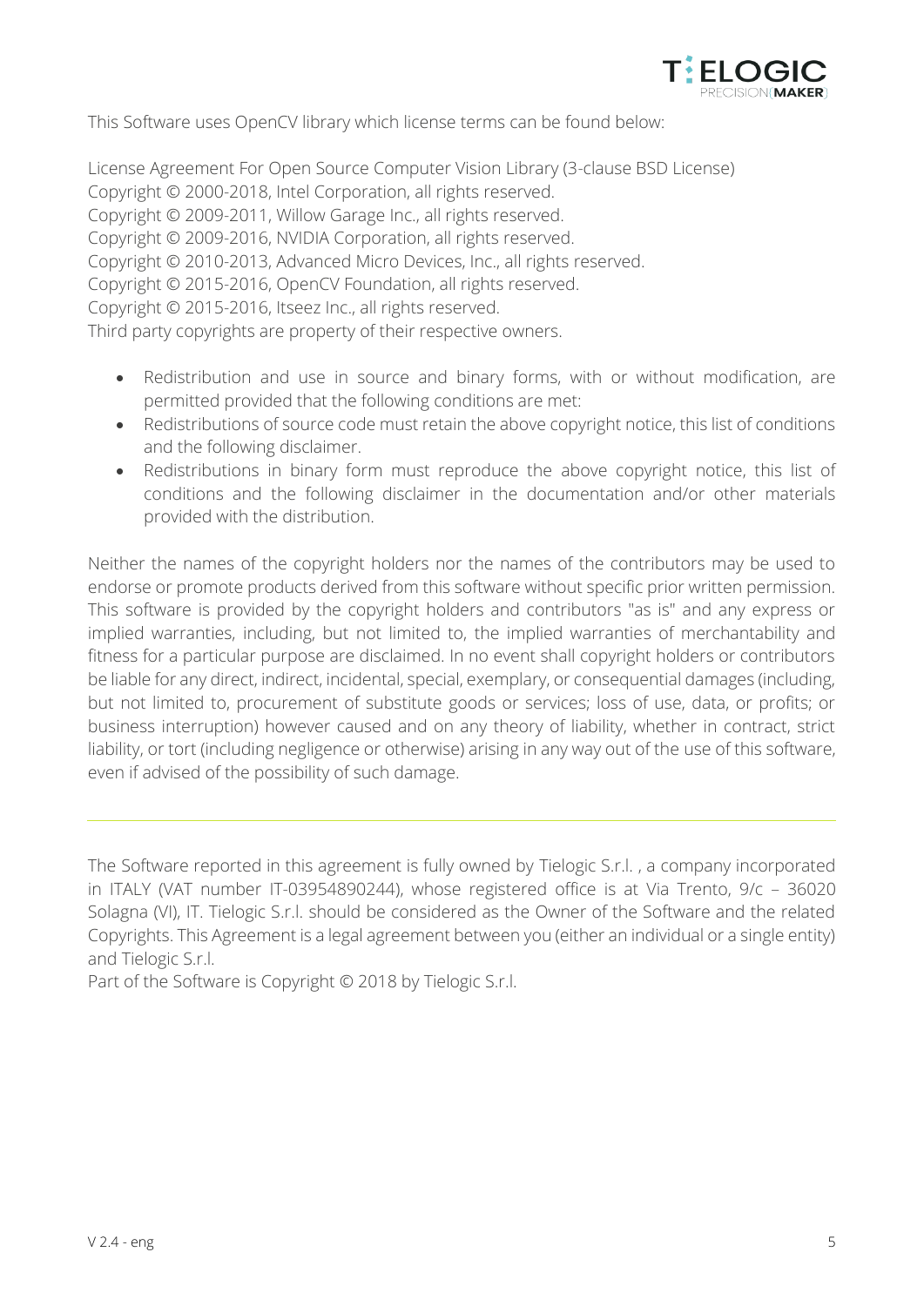This Software uses OpenCV library which license terms can be found below:

License Agreement For Open Source Computer Vision Library (3-clause BSD License)
Copyright © 2000-2018, Intel Corporation, all rights reserved.
Copyright © 2009-2011, Willow Garage Inc., all rights reserved.
Copyright © 2009-2016, NVIDIA Corporation, all rights reserved.
Copyright © 2010-2013, Advanced Micro Devices, Inc., all rights reserved.
Copyright © 2015-2016, OpenCV Foundation, all rights reserved.
Copyright © 2015-2016, Itseez Inc., all rights reserved.
Third party copyrights are property of their respective owners.

- Redistribution and use in source and binary forms, with or without modification, are permitted provided that the following conditions are met:
- Redistributions of source code must retain the above copyright notice, this list of conditions and the following disclaimer.
- Redistributions in binary form must reproduce the above copyright notice, this list of conditions and the following disclaimer in the documentation and/or other materials provided with the distribution.

Neither the names of the copyright holders nor the names of the contributors may be used to endorse or promote products derived from this software without specific prior written permission. This software is provided by the copyright holders and contributors "as is" and any express or implied warranties, including, but not limited to, the implied warranties of merchantability and fitness for a particular purpose are disclaimed. In no event shall copyright holders or contributors be liable for any direct, indirect, incidental, special, exemplary, or consequential damages (including, but not limited to, procurement of substitute goods or services; loss of use, data, or profits; or business interruption) however caused and on any theory of liability, whether in contract, strict liability, or tort (including negligence or otherwise) arising in any way out of the use of this software, even if advised of the possibility of such damage.

---

The Software reported in this agreement is fully owned by Tielogic S.r.l. , a company incorporated in ITALY (VAT number IT-03954890244), whose registered office is at Via Trento, 9/c – 36020 Solagna (VI), IT. Tielogic S.r.l. should be considered as the Owner of the Software and the related Copyrights. This Agreement is a legal agreement between you (either an individual or a single entity) and Tielogic S.r.l.
Part of the Software is Copyright © 2018 by Tielogic S.r.l.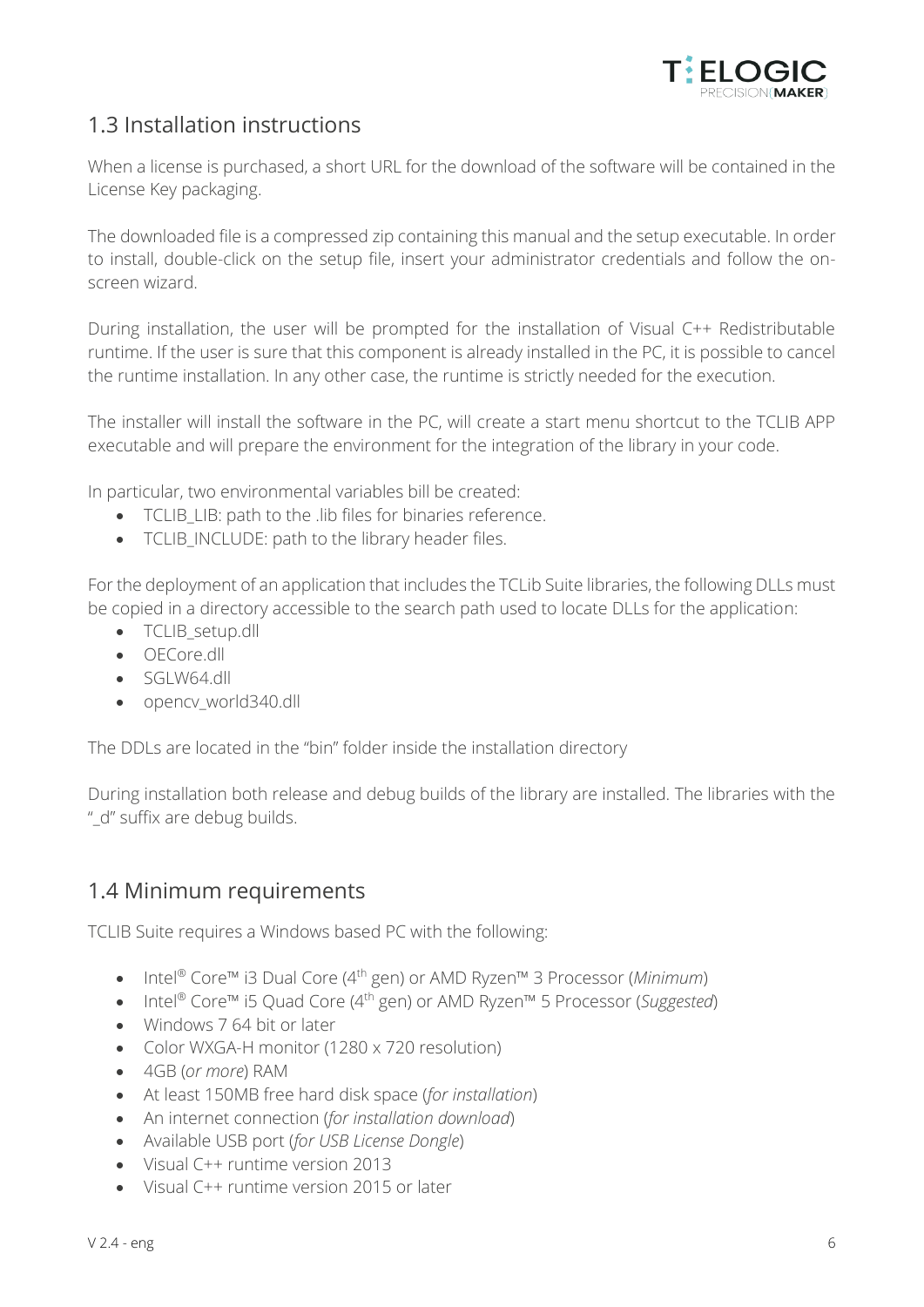## 1.3 Installation instructions

When a license is purchased, a short URL for the download of the software will be contained in the License Key packaging.

The downloaded file is a compressed zip containing this manual and the setup executable. In order to install, double-click on the setup file, insert your administrator credentials and follow the on-screen wizard.

During installation, the user will be prompted for the installation of Visual C++ Redistributable runtime. If the user is sure that this component is already installed in the PC, it is possible to cancel the runtime installation. In any other case, the runtime is strictly needed for the execution.

The installer will install the software in the PC, will create a start menu shortcut to the TCLIB APP executable and will prepare the environment for the integration of the library in your code.

In particular, two environmental variables bill be created:

- TCLIB_LIB: path to the .lib files for binaries reference.
- TCLIB_INCLUDE: path to the library header files.

For the deployment of an application that includes the TCLib Suite libraries, the following DLLs must be copied in a directory accessible to the search path used to locate DLLs for the application:

- TCLIB_setup.dll
- OECore.dll
- SGLW64.dll
- opencv_world340.dll

The DDLs are located in the "bin" folder inside the installation directory

During installation both release and debug builds of the library are installed. The libraries with the "_d" suffix are debug builds.

## 1.4 Minimum requirements

TCLIB Suite requires a Windows based PC with the following:

- Intel® Core™ i3 Dual Core (4th gen) or AMD Ryzen™ 3 Processor (*Minimum*)
- Intel® Core™ i5 Quad Core (4th gen) or AMD Ryzen™ 5 Processor (*Suggested*)
- Windows 7 64 bit or later
- Color WXGA-H monitor (1280 x 720 resolution)
- 4GB (*or more*) RAM
- At least 150MB free hard disk space (*for installation*)
- An internet connection (*for installation download*)
- Available USB port (*for USB License Dongle*)
- Visual C++ runtime version 2013
- Visual C++ runtime version 2015 or later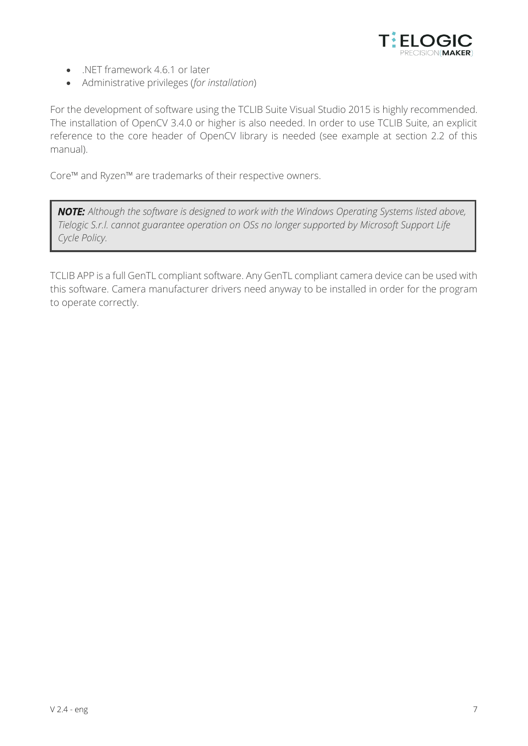- .NET framework 4.6.1 or later
- Administrative privileges (*for installation*)

For the development of software using the TCLIB Suite Visual Studio 2015 is highly recommended. The installation of OpenCV 3.4.0 or higher is also needed. In order to use TCLIB Suite, an explicit reference to the core header of OpenCV library is needed (see example at section 2.2 of this manual).

Core™ and Ryzen™ are trademarks of their respective owners.

> ***NOTE:*** *Although the software is designed to work with the Windows Operating Systems listed above, Tielogic S.r.l. cannot guarantee operation on OSs no longer supported by Microsoft Support Life Cycle Policy.*

TCLIB APP is a full GenTL compliant software. Any GenTL compliant camera device can be used with this software. Camera manufacturer drivers need anyway to be installed in order for the program to operate correctly.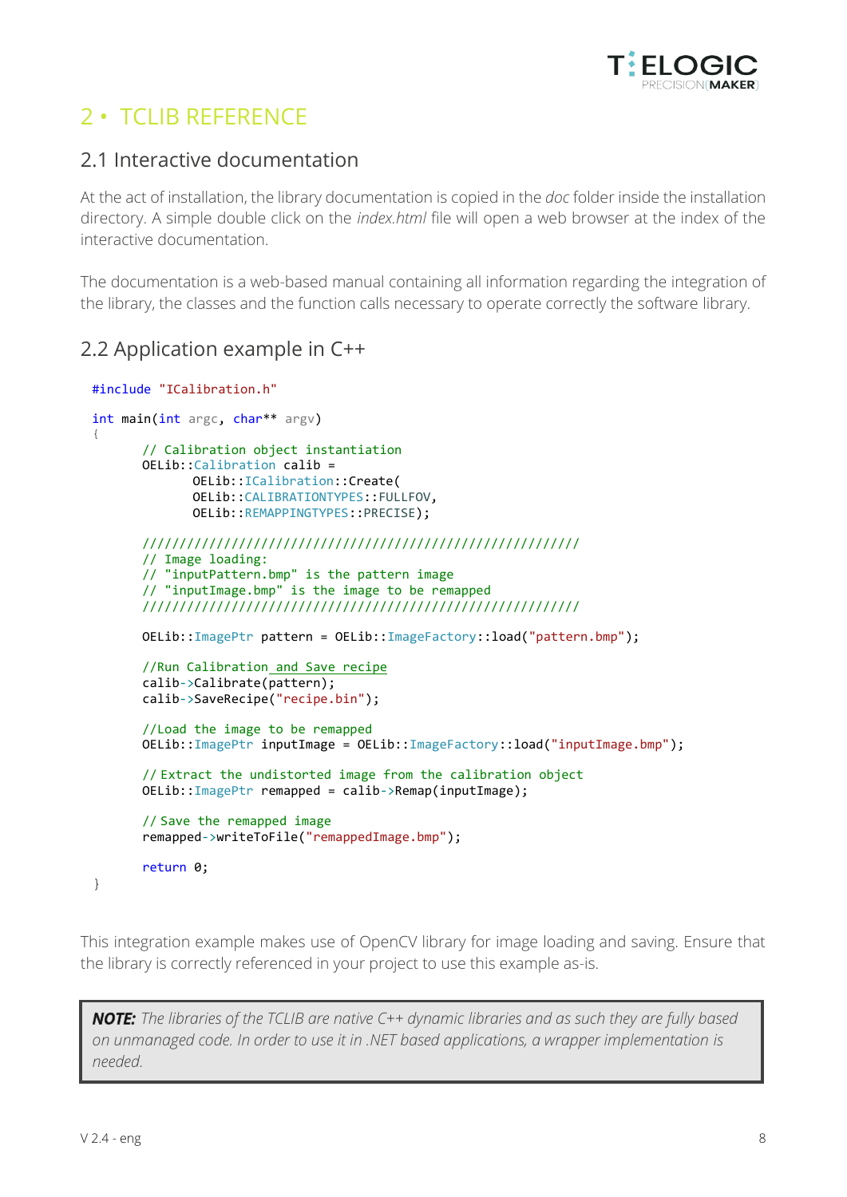# 2 • TCLIB REFERENCE

## 2.1 Interactive documentation

At the act of installation, the library documentation is copied in the *doc* folder inside the installation directory. A simple double click on the *index.html* file will open a web browser at the index of the interactive documentation.

The documentation is a web-based manual containing all information regarding the integration of the library, the classes and the function calls necessary to operate correctly the software library.

## 2.2 Application example in C++

```
#include "ICalibration.h"

int main(int argc, char** argv)
{
	// Calibration object instantiation
	OELib::Calibration calib =
		OELib::ICalibration::Create(
		OELib::CALIBRATIONTYPES::FULLFOV,
		OELib::REMAPPINGTYPES::PRECISE);

	/////////////////////////////////////////////////////////
	// Image loading:
	// "inputPattern.bmp" is the pattern image
	// "inputImage.bmp" is the image to be remapped
	/////////////////////////////////////////////////////////

	OELib::ImagePtr pattern = OELib::ImageFactory::load("pattern.bmp");

	//Run Calibration and Save recipe
	calib->Calibrate(pattern);
	calib->SaveRecipe("recipe.bin");

	//Load the image to be remapped
	OELib::ImagePtr inputImage = OELib::ImageFactory::load("inputImage.bmp");

	// Extract the undistorted image from the calibration object
	OELib::ImagePtr remapped = calib->Remap(inputImage);

	// Save the remapped image
	remapped->writeToFile("remappedImage.bmp");

	return 0;
}
```

This integration example makes use of OpenCV library for image loading and saving. Ensure that the library is correctly referenced in your project to use this example as-is.

> ***NOTE:*** *The libraries of the TCLIB are native C++ dynamic libraries and as such they are fully based on unmanaged code. In order to use it in .NET based applications, a wrapper implementation is needed.*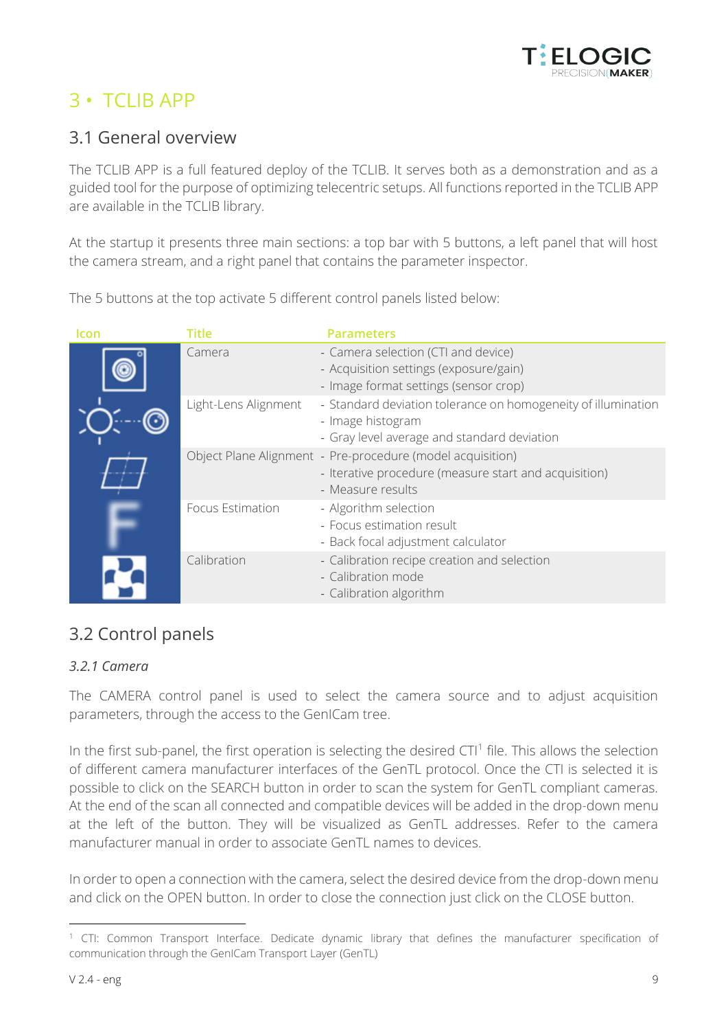# 3 • TCLIB APP

## 3.1 General overview

The TCLIB APP is a full featured deploy of the TCLIB. It serves both as a demonstration and as a guided tool for the purpose of optimizing telecentric setups. All functions reported in the TCLIB APP are available in the TCLIB library.

At the startup it presents three main sections: a top bar with 5 buttons, a left panel that will host the camera stream, and a right panel that contains the parameter inspector.

The 5 buttons at the top activate 5 different control panels listed below:

| Icon | Title | Parameters |
|---|---|---|
| | Camera | - Camera selection (CTI and device)<br>- Acquisition settings (exposure/gain)<br>- Image format settings (sensor crop) |
| | Light-Lens Alignment | - Standard deviation tolerance on homogeneity of illumination<br>- Image histogram<br>- Gray level average and standard deviation |
| | Object Plane Alignment | - Pre-procedure (model acquisition)<br>- Iterative procedure (measure start and acquisition)<br>- Measure results |
| | Focus Estimation | - Algorithm selection<br>- Focus estimation result<br>- Back focal adjustment calculator |
| | Calibration | - Calibration recipe creation and selection<br>- Calibration mode<br>- Calibration algorithm |

## 3.2 Control panels

### *3.2.1 Camera*

The CAMERA control panel is used to select the camera source and to adjust acquisition parameters, through the access to the GenICam tree.

In the first sub-panel, the first operation is selecting the desired CTI[1] file. This allows the selection of different camera manufacturer interfaces of the GenTL protocol. Once the CTI is selected it is possible to click on the SEARCH button in order to scan the system for GenTL compliant cameras. At the end of the scan all connected and compatible devices will be added in the drop-down menu at the left of the button. They will be visualized as GenTL addresses. Refer to the camera manufacturer manual in order to associate GenTL names to devices.

In order to open a connection with the camera, select the desired device from the drop-down menu and click on the OPEN button. In order to close the connection just click on the CLOSE button.

---

[1] CTI: Common Transport Interface. Dedicate dynamic library that defines the manufacturer specification of communication through the GenICam Transport Layer (GenTL)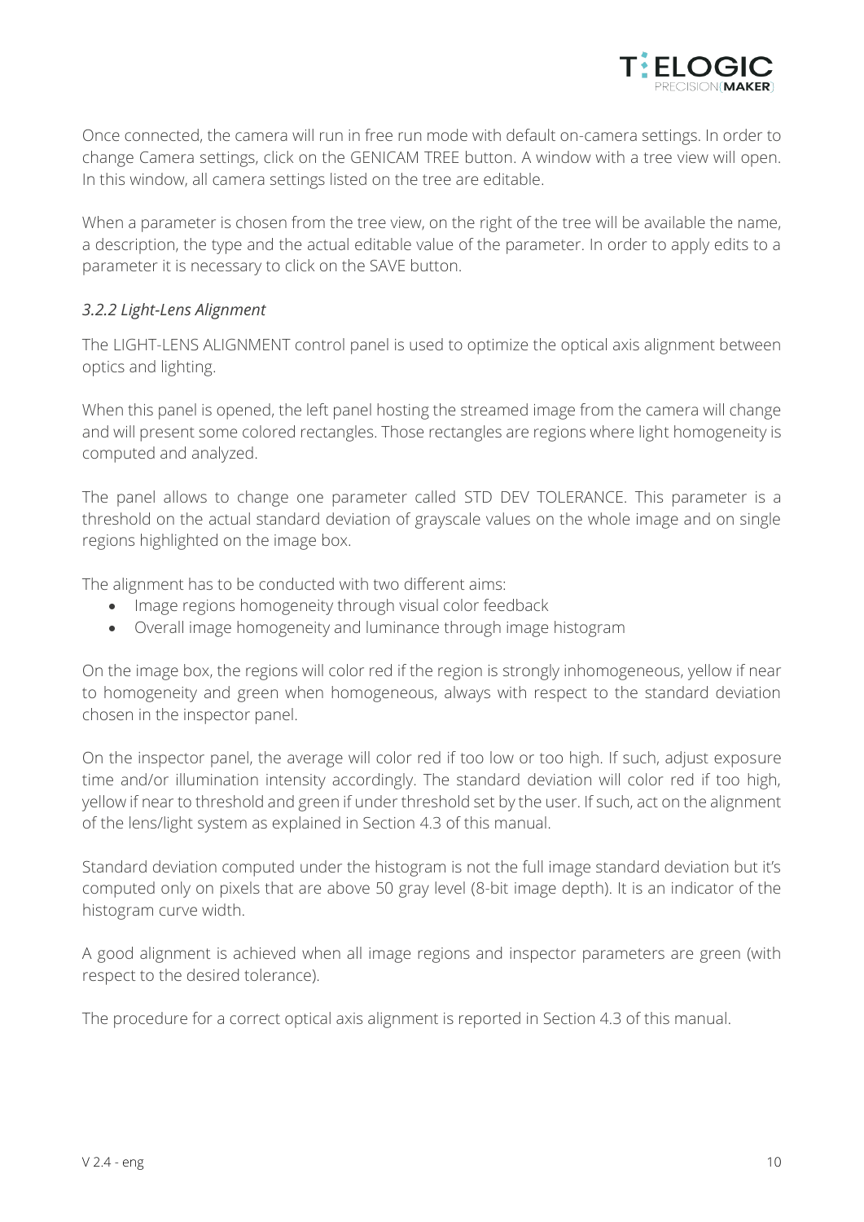Once connected, the camera will run in free run mode with default on-camera settings. In order to change Camera settings, click on the GENICAM TREE button. A window with a tree view will open. In this window, all camera settings listed on the tree are editable.

When a parameter is chosen from the tree view, on the right of the tree will be available the name, a description, the type and the actual editable value of the parameter. In order to apply edits to a parameter it is necessary to click on the SAVE button.

### *3.2.2 Light-Lens Alignment*

The LIGHT-LENS ALIGNMENT control panel is used to optimize the optical axis alignment between optics and lighting.

When this panel is opened, the left panel hosting the streamed image from the camera will change and will present some colored rectangles. Those rectangles are regions where light homogeneity is computed and analyzed.

The panel allows to change one parameter called STD DEV TOLERANCE. This parameter is a threshold on the actual standard deviation of grayscale values on the whole image and on single regions highlighted on the image box.

The alignment has to be conducted with two different aims:

- Image regions homogeneity through visual color feedback
- Overall image homogeneity and luminance through image histogram

On the image box, the regions will color red if the region is strongly inhomogeneous, yellow if near to homogeneity and green when homogeneous, always with respect to the standard deviation chosen in the inspector panel.

On the inspector panel, the average will color red if too low or too high. If such, adjust exposure time and/or illumination intensity accordingly. The standard deviation will color red if too high, yellow if near to threshold and green if under threshold set by the user. If such, act on the alignment of the lens/light system as explained in Section 4.3 of this manual.

Standard deviation computed under the histogram is not the full image standard deviation but it's computed only on pixels that are above 50 gray level (8-bit image depth). It is an indicator of the histogram curve width.

A good alignment is achieved when all image regions and inspector parameters are green (with respect to the desired tolerance).

The procedure for a correct optical axis alignment is reported in Section 4.3 of this manual.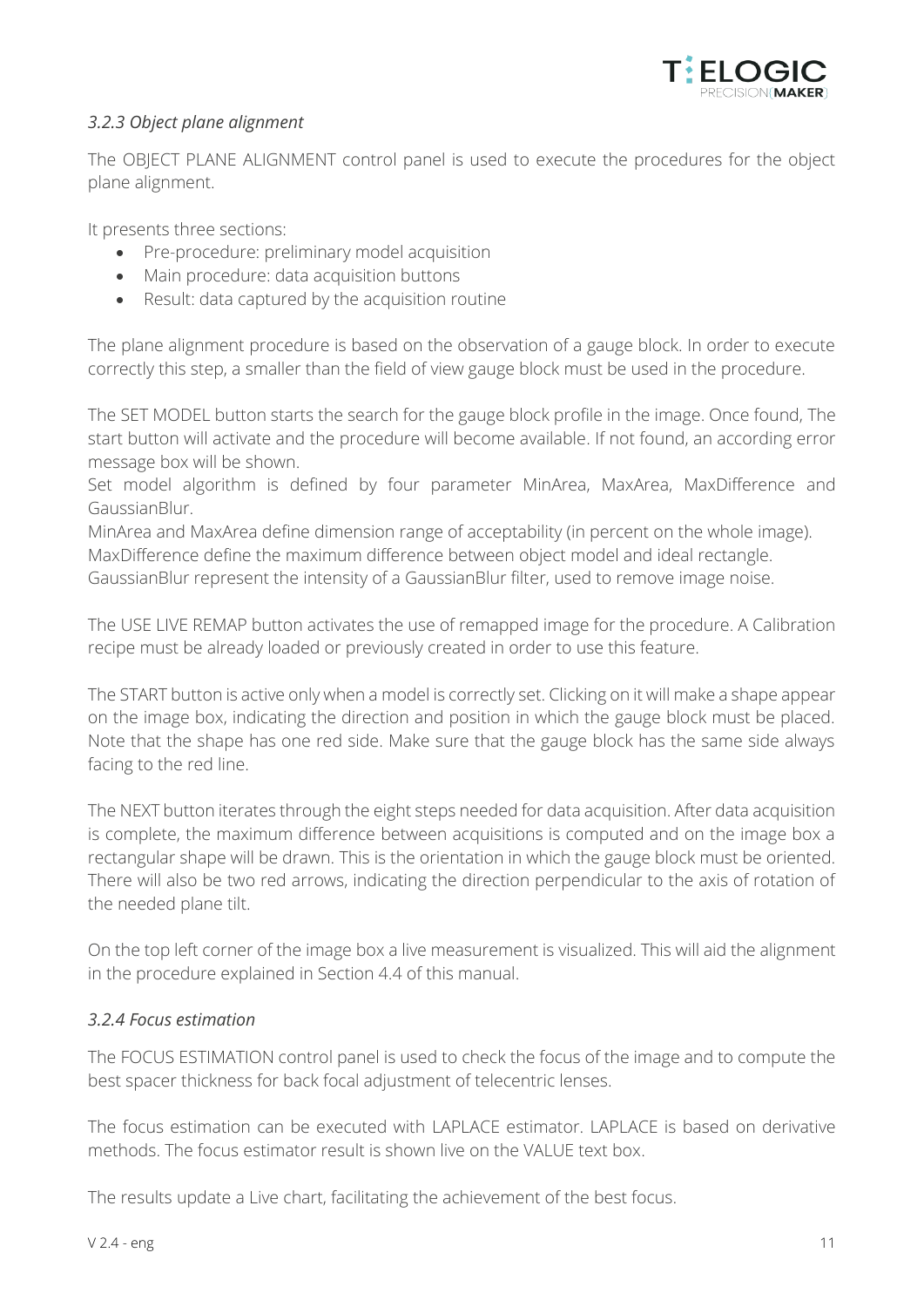### *3.2.3 Object plane alignment*

The OBJECT PLANE ALIGNMENT control panel is used to execute the procedures for the object plane alignment.

It presents three sections:

- Pre-procedure: preliminary model acquisition
- Main procedure: data acquisition buttons
- Result: data captured by the acquisition routine

The plane alignment procedure is based on the observation of a gauge block. In order to execute correctly this step, a smaller than the field of view gauge block must be used in the procedure.

The SET MODEL button starts the search for the gauge block profile in the image. Once found, The start button will activate and the procedure will become available. If not found, an according error message box will be shown.
Set model algorithm is defined by four parameter MinArea, MaxArea, MaxDifference and GaussianBlur.
MinArea and MaxArea define dimension range of acceptability (in percent on the whole image).
MaxDifference define the maximum difference between object model and ideal rectangle.
GaussianBlur represent the intensity of a GaussianBlur filter, used to remove image noise.

The USE LIVE REMAP button activates the use of remapped image for the procedure. A Calibration recipe must be already loaded or previously created in order to use this feature.

The START button is active only when a model is correctly set. Clicking on it will make a shape appear on the image box, indicating the direction and position in which the gauge block must be placed. Note that the shape has one red side. Make sure that the gauge block has the same side always facing to the red line.

The NEXT button iterates through the eight steps needed for data acquisition. After data acquisition is complete, the maximum difference between acquisitions is computed and on the image box a rectangular shape will be drawn. This is the orientation in which the gauge block must be oriented. There will also be two red arrows, indicating the direction perpendicular to the axis of rotation of the needed plane tilt.

On the top left corner of the image box a live measurement is visualized. This will aid the alignment in the procedure explained in Section 4.4 of this manual.

### *3.2.4 Focus estimation*

The FOCUS ESTIMATION control panel is used to check the focus of the image and to compute the best spacer thickness for back focal adjustment of telecentric lenses.

The focus estimation can be executed with LAPLACE estimator. LAPLACE is based on derivative methods. The focus estimator result is shown live on the VALUE text box.

The results update a Live chart, facilitating the achievement of the best focus.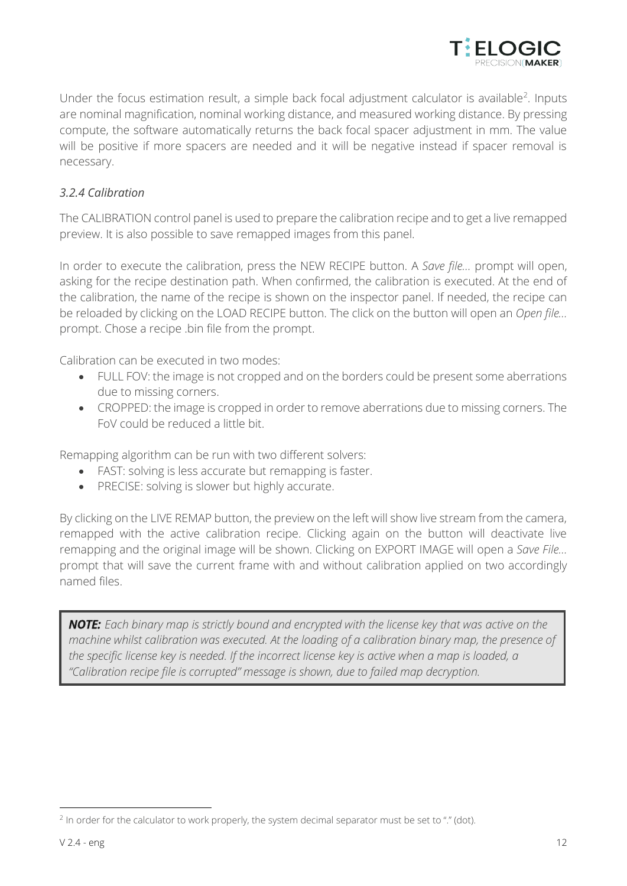Under the focus estimation result, a simple back focal adjustment calculator is available[2]. Inputs are nominal magnification, nominal working distance, and measured working distance. By pressing compute, the software automatically returns the back focal spacer adjustment in mm. The value will be positive if more spacers are needed and it will be negative instead if spacer removal is necessary.

### *3.2.4 Calibration*

The CALIBRATION control panel is used to prepare the calibration recipe and to get a live remapped preview. It is also possible to save remapped images from this panel.

In order to execute the calibration, press the NEW RECIPE button. A *Save file…* prompt will open, asking for the recipe destination path. When confirmed, the calibration is executed. At the end of the calibration, the name of the recipe is shown on the inspector panel. If needed, the recipe can be reloaded by clicking on the LOAD RECIPE button. The click on the button will open an *Open file…* prompt. Chose a recipe .bin file from the prompt.

Calibration can be executed in two modes:

- FULL FOV: the image is not cropped and on the borders could be present some aberrations due to missing corners.
- CROPPED: the image is cropped in order to remove aberrations due to missing corners. The FoV could be reduced a little bit.

Remapping algorithm can be run with two different solvers:

- FAST: solving is less accurate but remapping is faster.
- PRECISE: solving is slower but highly accurate.

By clicking on the LIVE REMAP button, the preview on the left will show live stream from the camera, remapped with the active calibration recipe. Clicking again on the button will deactivate live remapping and the original image will be shown. Clicking on EXPORT IMAGE will open a *Save File…* prompt that will save the current frame with and without calibration applied on two accordingly named files.

> ***NOTE:*** *Each binary map is strictly bound and encrypted with the license key that was active on the machine whilst calibration was executed. At the loading of a calibration binary map, the presence of the specific license key is needed. If the incorrect license key is active when a map is loaded, a "Calibration recipe file is corrupted" message is shown, due to failed map decryption.*

---

[2] In order for the calculator to work properly, the system decimal separator must be set to "." (dot).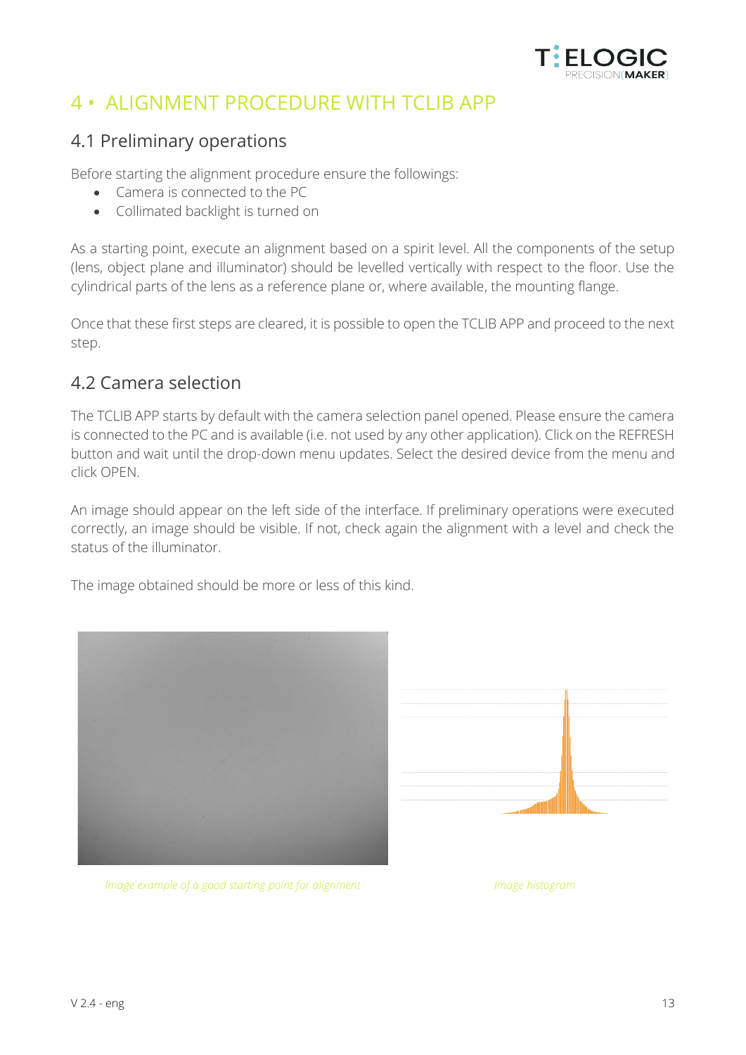# 4 • ALIGNMENT PROCEDURE WITH TCLIB APP

## 4.1 Preliminary operations

Before starting the alignment procedure ensure the followings:

- Camera is connected to the PC
- Collimated backlight is turned on

As a starting point, execute an alignment based on a spirit level. All the components of the setup (lens, object plane and illuminator) should be levelled vertically with respect to the floor. Use the cylindrical parts of the lens as a reference plane or, where available, the mounting flange.

Once that these first steps are cleared, it is possible to open the TCLIB APP and proceed to the next step.

## 4.2 Camera selection

The TCLIB APP starts by default with the camera selection panel opened. Please ensure the camera is connected to the PC and is available (i.e. not used by any other application). Click on the REFRESH button and wait until the drop-down menu updates. Select the desired device from the menu and click OPEN.

An image should appear on the left side of the interface. If preliminary operations were executed correctly, an image should be visible. If not, check again the alignment with a level and check the status of the illuminator.

The image obtained should be more or less of this kind.

*Image example of a good starting point for alignment*

*Image histogram*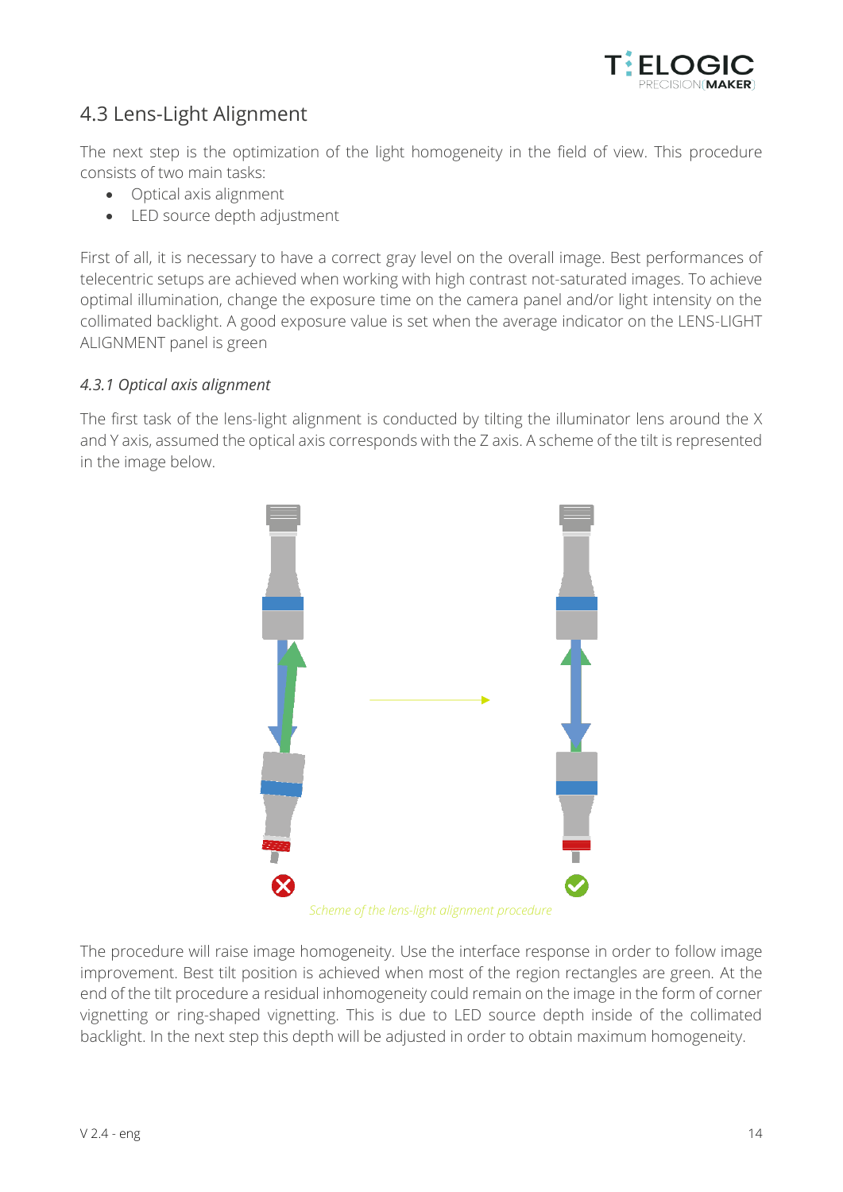## 4.3 Lens-Light Alignment

The next step is the optimization of the light homogeneity in the field of view. This procedure consists of two main tasks:

- Optical axis alignment
- LED source depth adjustment

First of all, it is necessary to have a correct gray level on the overall image. Best performances of telecentric setups are achieved when working with high contrast not-saturated images. To achieve optimal illumination, change the exposure time on the camera panel and/or light intensity on the collimated backlight. A good exposure value is set when the average indicator on the LENS-LIGHT ALIGNMENT panel is green

### *4.3.1 Optical axis alignment*

The first task of the lens-light alignment is conducted by tilting the illuminator lens around the X and Y axis, assumed the optical axis corresponds with the Z axis. A scheme of the tilt is represented in the image below.

*Scheme of the lens-light alignment procedure*

The procedure will raise image homogeneity. Use the interface response in order to follow image improvement. Best tilt position is achieved when most of the region rectangles are green. At the end of the tilt procedure a residual inhomogeneity could remain on the image in the form of corner vignetting or ring-shaped vignetting. This is due to LED source depth inside of the collimated backlight. In the next step this depth will be adjusted in order to obtain maximum homogeneity.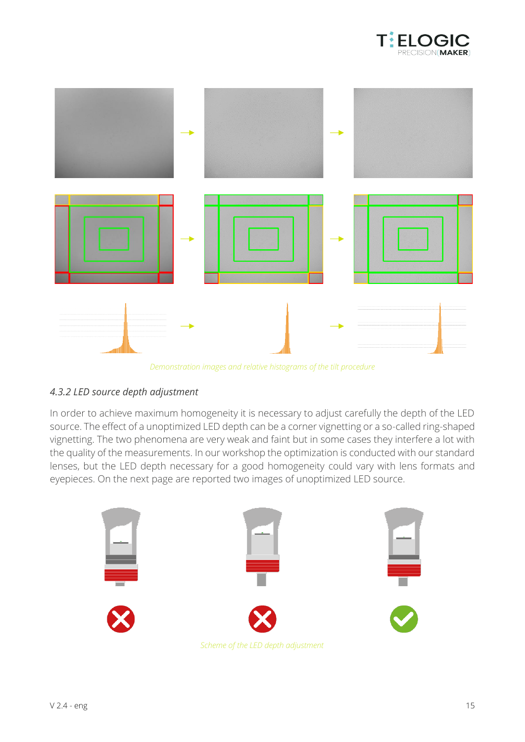Demonstration images and relative histograms of the tilt procedure

### 4.3.2 LED source depth adjustment

In order to achieve maximum homogeneity it is necessary to adjust carefully the depth of the LED source. The effect of a unoptimized LED depth can be a corner vignetting or a so-called ring-shaped vignetting. The two phenomena are very weak and faint but in some cases they interfere a lot with the quality of the measurements. In our workshop the optimization is conducted with our standard lenses, but the LED depth necessary for a good homogeneity could vary with lens formats and eyepieces. On the next page are reported two images of unoptimized LED source.

Scheme of the LED depth adjustment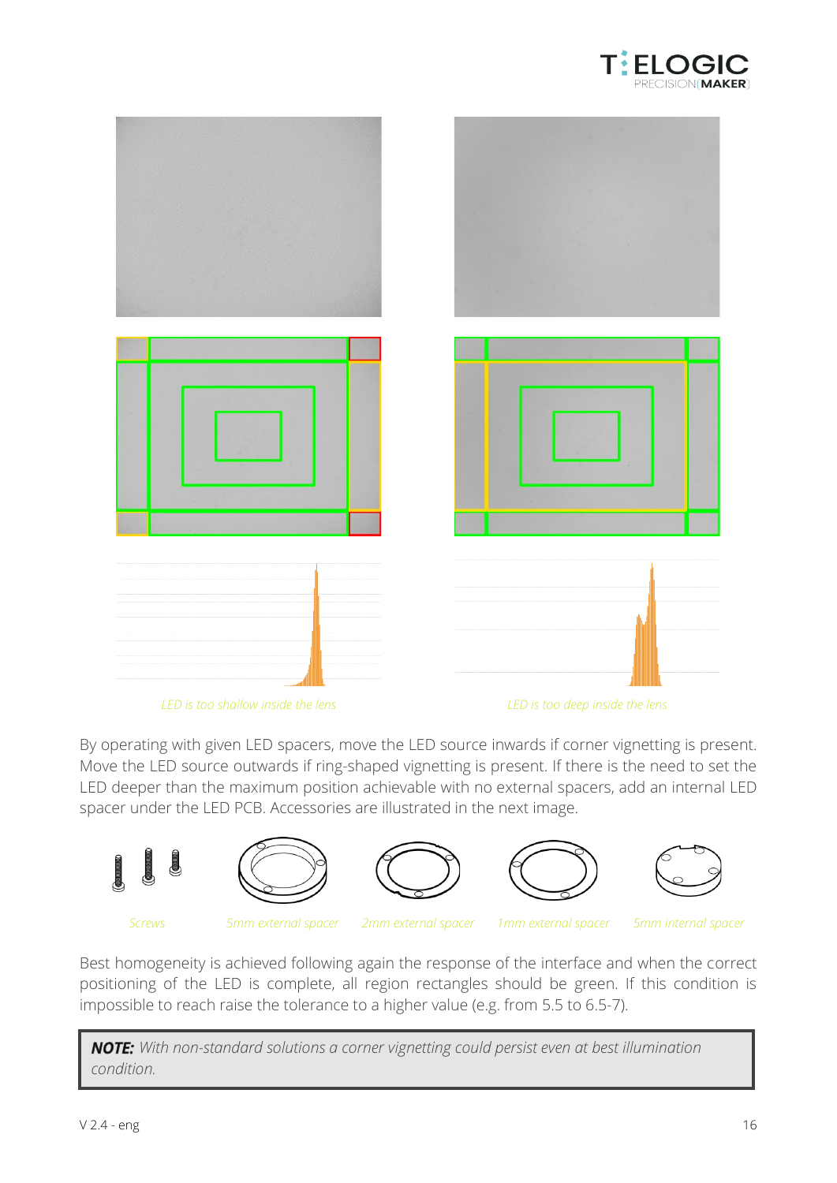LED is too shallow inside the lens

LED is too deep inside the lens

By operating with given LED spacers, move the LED source inwards if corner vignetting is present. Move the LED source outwards if ring-shaped vignetting is present. If there is the need to set the LED deeper than the maximum position achievable with no external spacers, add an internal LED spacer under the LED PCB. Accessories are illustrated in the next image.

Screws

5mm external spacer

2mm external spacer

1mm external spacer

5mm internal spacer

Best homogeneity is achieved following again the response of the interface and when the correct positioning of the LED is complete, all region rectangles should be green. If this condition is impossible to reach raise the tolerance to a higher value (e.g. from 5.5 to 6.5-7).

> ***NOTE:*** *With non-standard solutions a corner vignetting could persist even at best illumination condition.*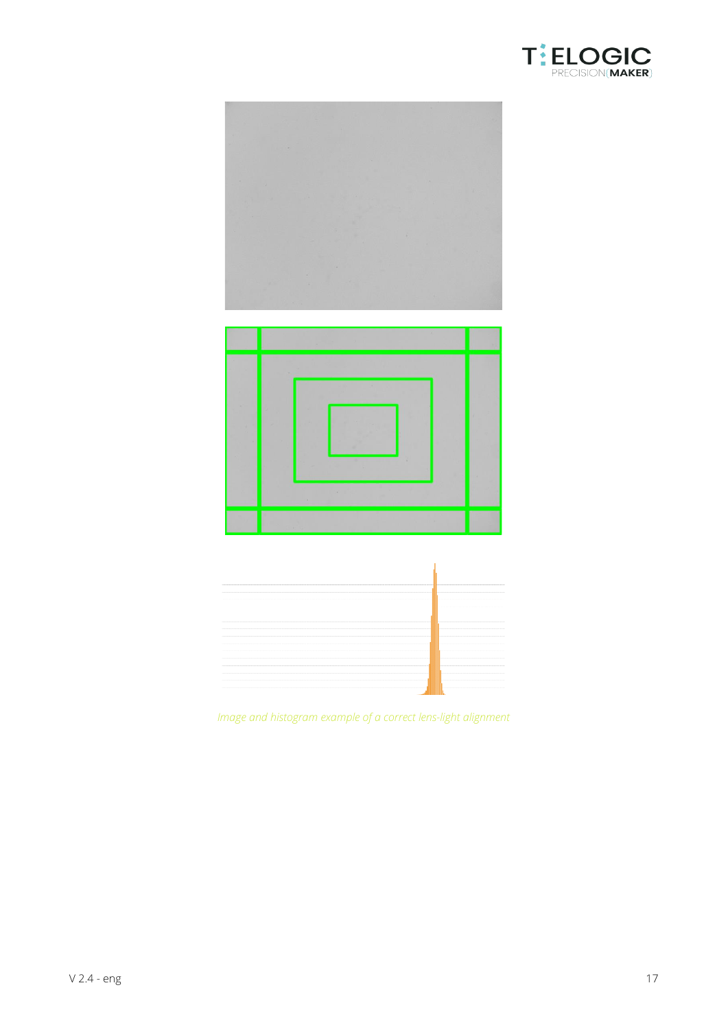*Image and histogram example of a correct lens-light alignment*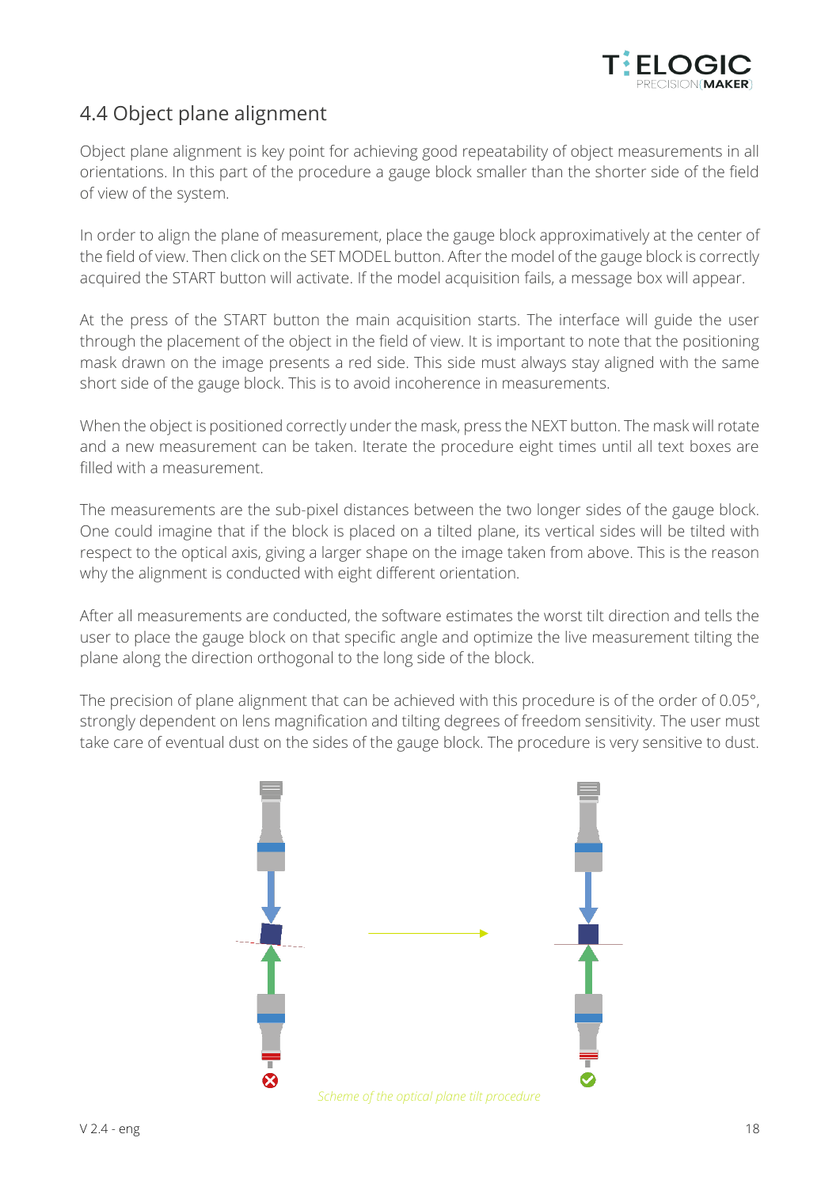## 4.4 Object plane alignment

Object plane alignment is key point for achieving good repeatability of object measurements in all orientations. In this part of the procedure a gauge block smaller than the shorter side of the field of view of the system.

In order to align the plane of measurement, place the gauge block approximatively at the center of the field of view. Then click on the SET MODEL button. After the model of the gauge block is correctly acquired the START button will activate. If the model acquisition fails, a message box will appear.

At the press of the START button the main acquisition starts. The interface will guide the user through the placement of the object in the field of view. It is important to note that the positioning mask drawn on the image presents a red side. This side must always stay aligned with the same short side of the gauge block. This is to avoid incoherence in measurements.

When the object is positioned correctly under the mask, press the NEXT button. The mask will rotate and a new measurement can be taken. Iterate the procedure eight times until all text boxes are filled with a measurement.

The measurements are the sub-pixel distances between the two longer sides of the gauge block. One could imagine that if the block is placed on a tilted plane, its vertical sides will be tilted with respect to the optical axis, giving a larger shape on the image taken from above. This is the reason why the alignment is conducted with eight different orientation.

After all measurements are conducted, the software estimates the worst tilt direction and tells the user to place the gauge block on that specific angle and optimize the live measurement tilting the plane along the direction orthogonal to the long side of the block.

The precision of plane alignment that can be achieved with this procedure is of the order of 0.05°, strongly dependent on lens magnification and tilting degrees of freedom sensitivity. The user must take care of eventual dust on the sides of the gauge block. The procedure is very sensitive to dust.

*Scheme of the optical plane tilt procedure*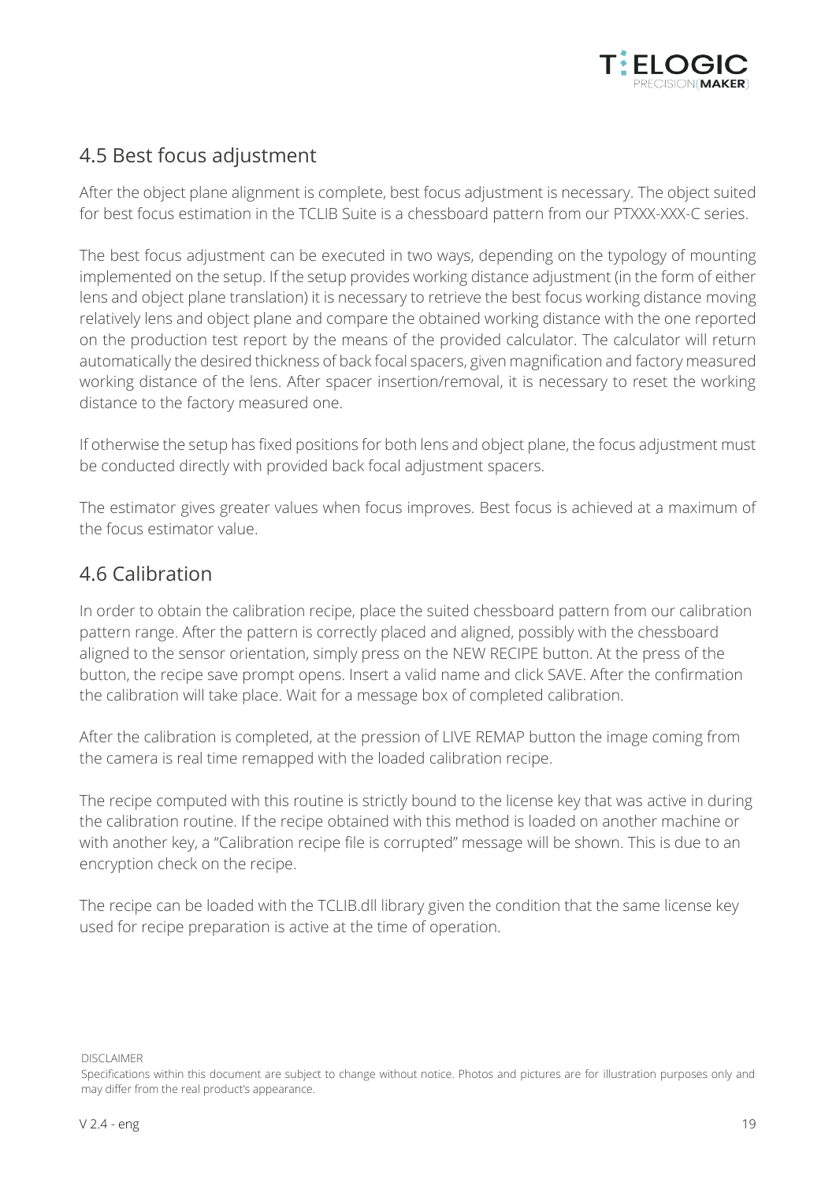## 4.5 Best focus adjustment

After the object plane alignment is complete, best focus adjustment is necessary. The object suited for best focus estimation in the TCLIB Suite is a chessboard pattern from our PTXXX-XXX-C series.

The best focus adjustment can be executed in two ways, depending on the typology of mounting implemented on the setup. If the setup provides working distance adjustment (in the form of either lens and object plane translation) it is necessary to retrieve the best focus working distance moving relatively lens and object plane and compare the obtained working distance with the one reported on the production test report by the means of the provided calculator. The calculator will return automatically the desired thickness of back focal spacers, given magnification and factory measured working distance of the lens. After spacer insertion/removal, it is necessary to reset the working distance to the factory measured one.

If otherwise the setup has fixed positions for both lens and object plane, the focus adjustment must be conducted directly with provided back focal adjustment spacers.

The estimator gives greater values when focus improves. Best focus is achieved at a maximum of the focus estimator value.

## 4.6 Calibration

In order to obtain the calibration recipe, place the suited chessboard pattern from our calibration pattern range. After the pattern is correctly placed and aligned, possibly with the chessboard aligned to the sensor orientation, simply press on the NEW RECIPE button. At the press of the button, the recipe save prompt opens. Insert a valid name and click SAVE. After the confirmation the calibration will take place. Wait for a message box of completed calibration.

After the calibration is completed, at the pression of LIVE REMAP button the image coming from the camera is real time remapped with the loaded calibration recipe.

The recipe computed with this routine is strictly bound to the license key that was active in during the calibration routine. If the recipe obtained with this method is loaded on another machine or with another key, a "Calibration recipe file is corrupted" message will be shown. This is due to an encryption check on the recipe.

The recipe can be loaded with the TCLIB.dll library given the condition that the same license key used for recipe preparation is active at the time of operation.

DISCLAIMER

Specifications within this document are subject to change without notice. Photos and pictures are for illustration purposes only and may differ from the real product's appearance.